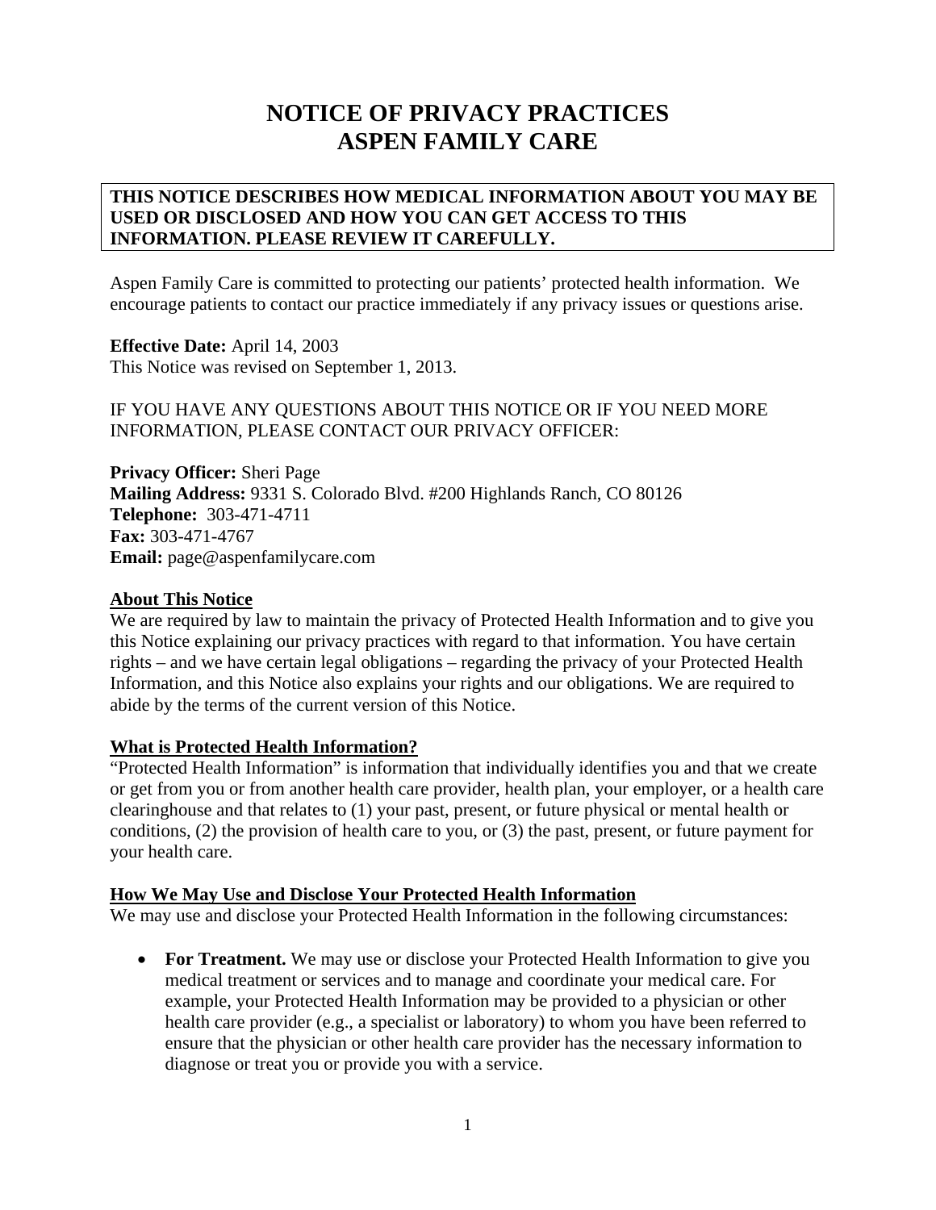# NOTICE OF PRIVACY PRACTICES
# ASPEN FAMILY CARE

**THIS NOTICE DESCRIBES HOW MEDICAL INFORMATION ABOUT YOU MAY BE USED OR DISCLOSED AND HOW YOU CAN GET ACCESS TO THIS INFORMATION. PLEASE REVIEW IT CAREFULLY.**

Aspen Family Care is committed to protecting our patients' protected health information. We encourage patients to contact our practice immediately if any privacy issues or questions arise.

**Effective Date:** April 14, 2003
This Notice was revised on September 1, 2013.

IF YOU HAVE ANY QUESTIONS ABOUT THIS NOTICE OR IF YOU NEED MORE INFORMATION, PLEASE CONTACT OUR PRIVACY OFFICER:

**Privacy Officer:** Sheri Page
**Mailing Address:** 9331 S. Colorado Blvd. #200 Highlands Ranch, CO 80126
**Telephone:** 303-471-4711
**Fax:** 303-471-4767
**Email:** page@aspenfamilycare.com

## About This Notice

We are required by law to maintain the privacy of Protected Health Information and to give you this Notice explaining our privacy practices with regard to that information. You have certain rights – and we have certain legal obligations – regarding the privacy of your Protected Health Information, and this Notice also explains your rights and our obligations. We are required to abide by the terms of the current version of this Notice.

## What is Protected Health Information?

"Protected Health Information" is information that individually identifies you and that we create or get from you or from another health care provider, health plan, your employer, or a health care clearinghouse and that relates to (1) your past, present, or future physical or mental health or conditions, (2) the provision of health care to you, or (3) the past, present, or future payment for your health care.

## How We May Use and Disclose Your Protected Health Information

We may use and disclose your Protected Health Information in the following circumstances:

- **For Treatment.** We may use or disclose your Protected Health Information to give you medical treatment or services and to manage and coordinate your medical care. For example, your Protected Health Information may be provided to a physician or other health care provider (e.g., a specialist or laboratory) to whom you have been referred to ensure that the physician or other health care provider has the necessary information to diagnose or treat you or provide you with a service.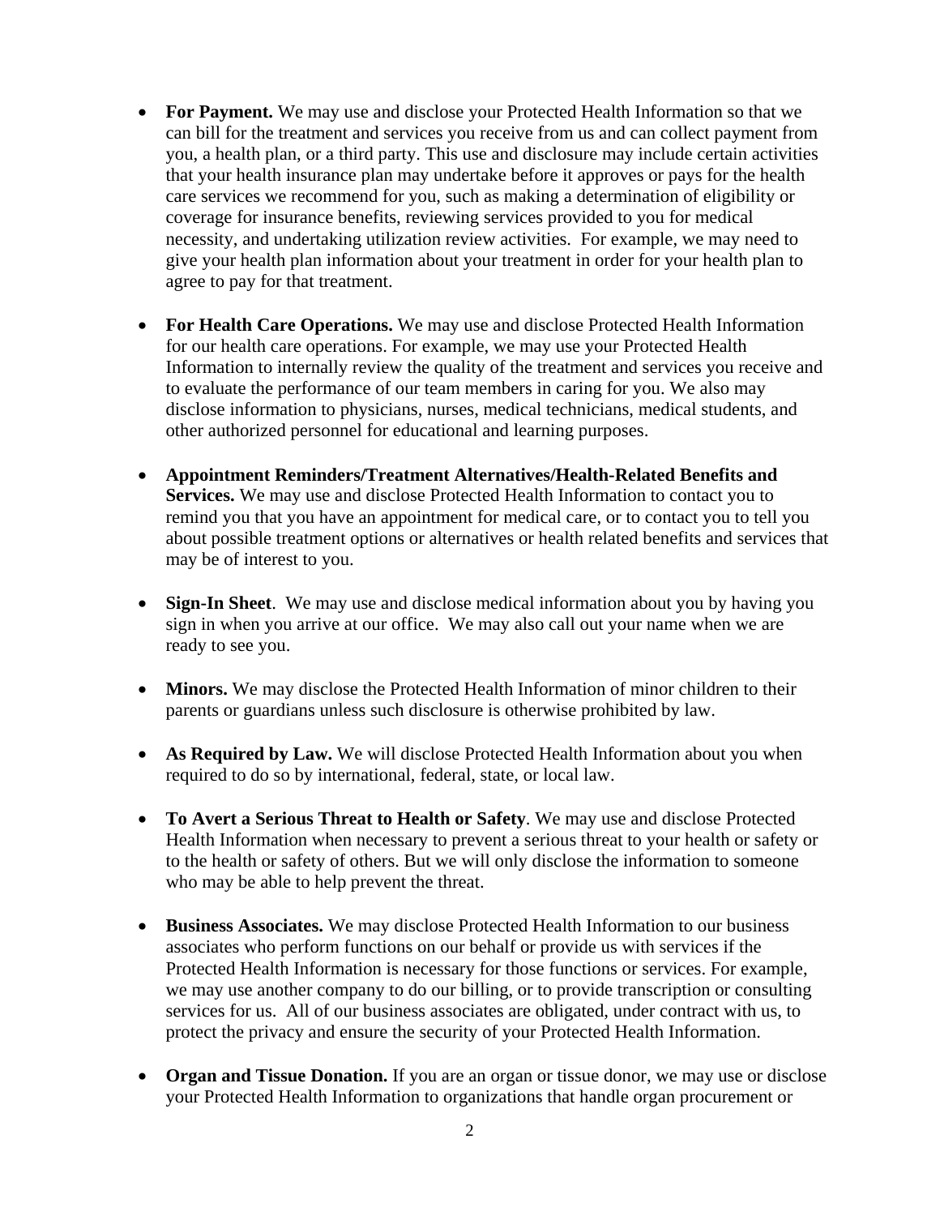- **For Payment.** We may use and disclose your Protected Health Information so that we can bill for the treatment and services you receive from us and can collect payment from you, a health plan, or a third party. This use and disclosure may include certain activities that your health insurance plan may undertake before it approves or pays for the health care services we recommend for you, such as making a determination of eligibility or coverage for insurance benefits, reviewing services provided to you for medical necessity, and undertaking utilization review activities. For example, we may need to give your health plan information about your treatment in order for your health plan to agree to pay for that treatment.

- **For Health Care Operations.** We may use and disclose Protected Health Information for our health care operations. For example, we may use your Protected Health Information to internally review the quality of the treatment and services you receive and to evaluate the performance of our team members in caring for you. We also may disclose information to physicians, nurses, medical technicians, medical students, and other authorized personnel for educational and learning purposes.

- **Appointment Reminders/Treatment Alternatives/Health-Related Benefits and Services.** We may use and disclose Protected Health Information to contact you to remind you that you have an appointment for medical care, or to contact you to tell you about possible treatment options or alternatives or health related benefits and services that may be of interest to you.

- **Sign-In Sheet**. We may use and disclose medical information about you by having you sign in when you arrive at our office. We may also call out your name when we are ready to see you.

- **Minors.** We may disclose the Protected Health Information of minor children to their parents or guardians unless such disclosure is otherwise prohibited by law.

- **As Required by Law.** We will disclose Protected Health Information about you when required to do so by international, federal, state, or local law.

- **To Avert a Serious Threat to Health or Safety**. We may use and disclose Protected Health Information when necessary to prevent a serious threat to your health or safety or to the health or safety of others. But we will only disclose the information to someone who may be able to help prevent the threat.

- **Business Associates.** We may disclose Protected Health Information to our business associates who perform functions on our behalf or provide us with services if the Protected Health Information is necessary for those functions or services. For example, we may use another company to do our billing, or to provide transcription or consulting services for us. All of our business associates are obligated, under contract with us, to protect the privacy and ensure the security of your Protected Health Information.

- **Organ and Tissue Donation.** If you are an organ or tissue donor, we may use or disclose your Protected Health Information to organizations that handle organ procurement or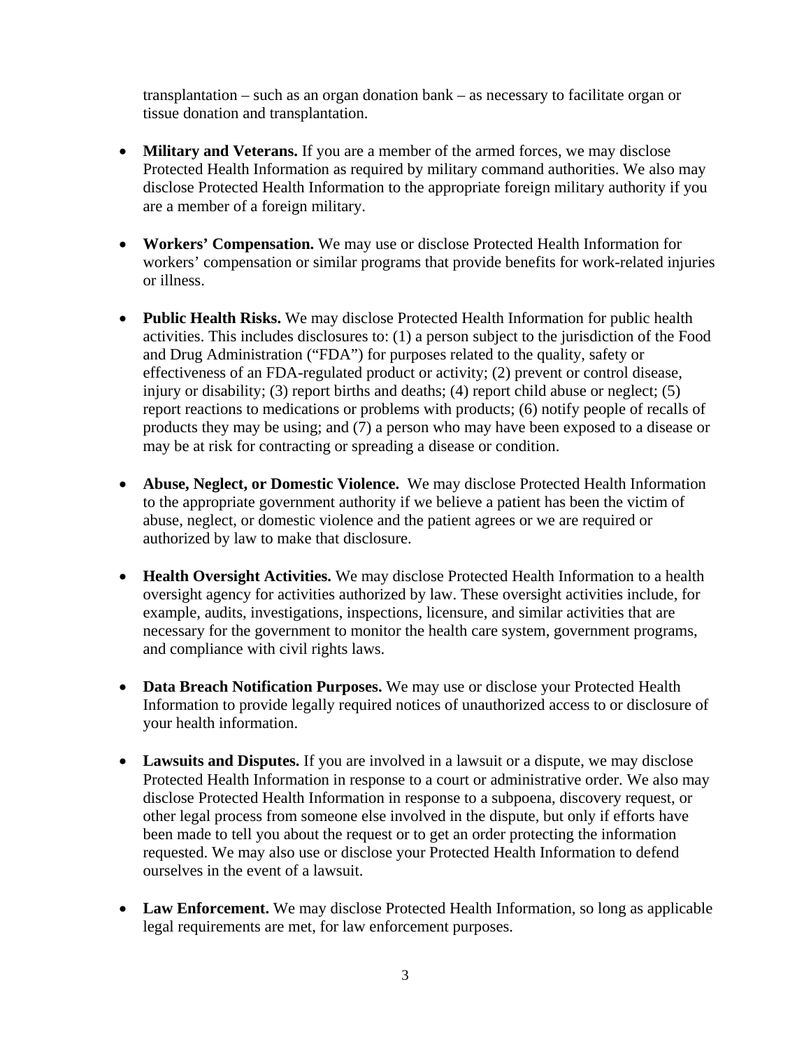transplantation – such as an organ donation bank – as necessary to facilitate organ or tissue donation and transplantation.

- **Military and Veterans.** If you are a member of the armed forces, we may disclose Protected Health Information as required by military command authorities. We also may disclose Protected Health Information to the appropriate foreign military authority if you are a member of a foreign military.

- **Workers' Compensation.** We may use or disclose Protected Health Information for workers' compensation or similar programs that provide benefits for work-related injuries or illness.

- **Public Health Risks.** We may disclose Protected Health Information for public health activities. This includes disclosures to: (1) a person subject to the jurisdiction of the Food and Drug Administration ("FDA") for purposes related to the quality, safety or effectiveness of an FDA-regulated product or activity; (2) prevent or control disease, injury or disability; (3) report births and deaths; (4) report child abuse or neglect; (5) report reactions to medications or problems with products; (6) notify people of recalls of products they may be using; and (7) a person who may have been exposed to a disease or may be at risk for contracting or spreading a disease or condition.

- **Abuse, Neglect, or Domestic Violence.** We may disclose Protected Health Information to the appropriate government authority if we believe a patient has been the victim of abuse, neglect, or domestic violence and the patient agrees or we are required or authorized by law to make that disclosure.

- **Health Oversight Activities.** We may disclose Protected Health Information to a health oversight agency for activities authorized by law. These oversight activities include, for example, audits, investigations, inspections, licensure, and similar activities that are necessary for the government to monitor the health care system, government programs, and compliance with civil rights laws.

- **Data Breach Notification Purposes.** We may use or disclose your Protected Health Information to provide legally required notices of unauthorized access to or disclosure of your health information.

- **Lawsuits and Disputes.** If you are involved in a lawsuit or a dispute, we may disclose Protected Health Information in response to a court or administrative order. We also may disclose Protected Health Information in response to a subpoena, discovery request, or other legal process from someone else involved in the dispute, but only if efforts have been made to tell you about the request or to get an order protecting the information requested. We may also use or disclose your Protected Health Information to defend ourselves in the event of a lawsuit.

- **Law Enforcement.** We may disclose Protected Health Information, so long as applicable legal requirements are met, for law enforcement purposes.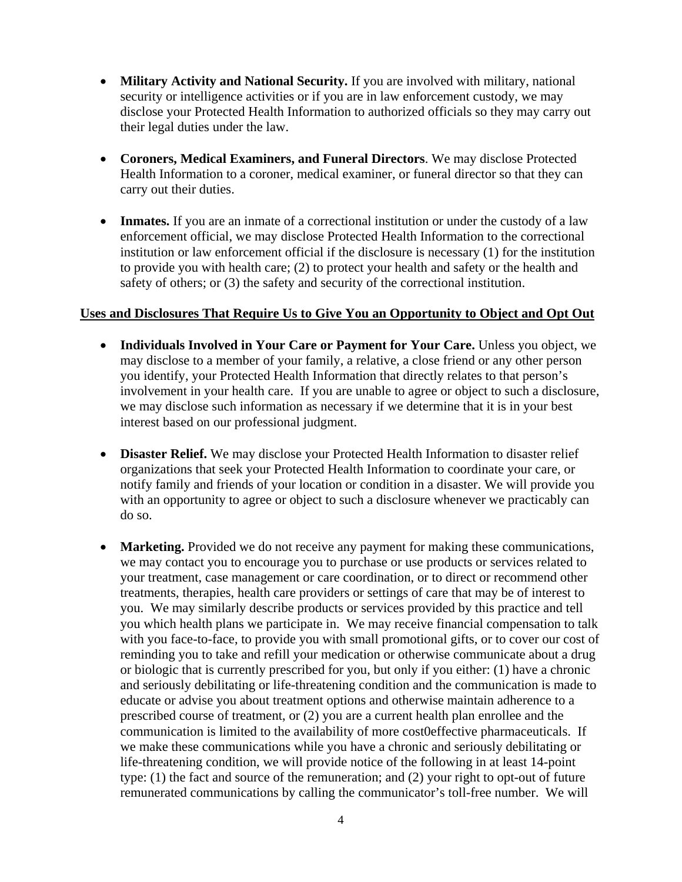- **Military Activity and National Security.** If you are involved with military, national security or intelligence activities or if you are in law enforcement custody, we may disclose your Protected Health Information to authorized officials so they may carry out their legal duties under the law.

- **Coroners, Medical Examiners, and Funeral Directors**. We may disclose Protected Health Information to a coroner, medical examiner, or funeral director so that they can carry out their duties.

- **Inmates.** If you are an inmate of a correctional institution or under the custody of a law enforcement official, we may disclose Protected Health Information to the correctional institution or law enforcement official if the disclosure is necessary (1) for the institution to provide you with health care; (2) to protect your health and safety or the health and safety of others; or (3) the safety and security of the correctional institution.

**Uses and Disclosures That Require Us to Give You an Opportunity to Object and Opt Out**

- **Individuals Involved in Your Care or Payment for Your Care.** Unless you object, we may disclose to a member of your family, a relative, a close friend or any other person you identify, your Protected Health Information that directly relates to that person's involvement in your health care. If you are unable to agree or object to such a disclosure, we may disclose such information as necessary if we determine that it is in your best interest based on our professional judgment.

- **Disaster Relief.** We may disclose your Protected Health Information to disaster relief organizations that seek your Protected Health Information to coordinate your care, or notify family and friends of your location or condition in a disaster. We will provide you with an opportunity to agree or object to such a disclosure whenever we practicably can do so.

- **Marketing.** Provided we do not receive any payment for making these communications, we may contact you to encourage you to purchase or use products or services related to your treatment, case management or care coordination, or to direct or recommend other treatments, therapies, health care providers or settings of care that may be of interest to you. We may similarly describe products or services provided by this practice and tell you which health plans we participate in. We may receive financial compensation to talk with you face-to-face, to provide you with small promotional gifts, or to cover our cost of reminding you to take and refill your medication or otherwise communicate about a drug or biologic that is currently prescribed for you, but only if you either: (1) have a chronic and seriously debilitating or life-threatening condition and the communication is made to educate or advise you about treatment options and otherwise maintain adherence to a prescribed course of treatment, or (2) you are a current health plan enrollee and the communication is limited to the availability of more cost0effective pharmaceuticals. If we make these communications while you have a chronic and seriously debilitating or life-threatening condition, we will provide notice of the following in at least 14-point type: (1) the fact and source of the remuneration; and (2) your right to opt-out of future remunerated communications by calling the communicator's toll-free number. We will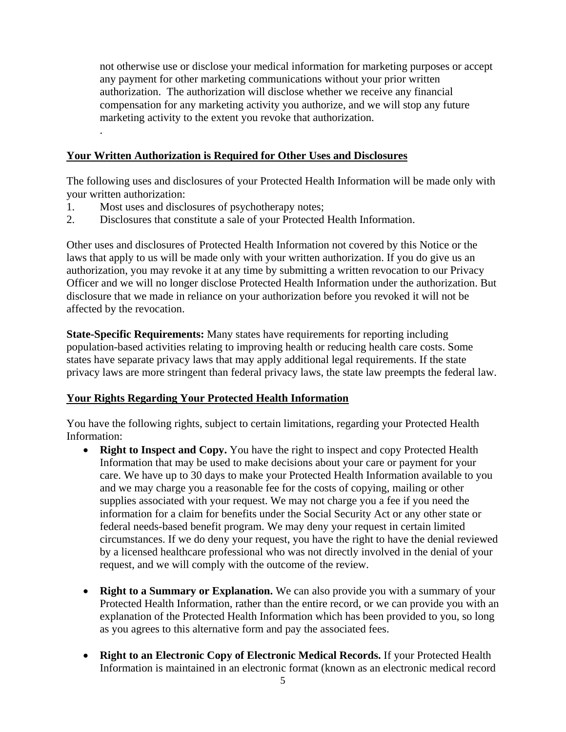not otherwise use or disclose your medical information for marketing purposes or accept any payment for other marketing communications without your prior written authorization. The authorization will disclose whether we receive any financial compensation for any marketing activity you authorize, and we will stop any future marketing activity to the extent you revoke that authorization.

.

## Your Written Authorization is Required for Other Uses and Disclosures

The following uses and disclosures of your Protected Health Information will be made only with your written authorization:

1. Most uses and disclosures of psychotherapy notes;
2. Disclosures that constitute a sale of your Protected Health Information.

Other uses and disclosures of Protected Health Information not covered by this Notice or the laws that apply to us will be made only with your written authorization. If you do give us an authorization, you may revoke it at any time by submitting a written revocation to our Privacy Officer and we will no longer disclose Protected Health Information under the authorization. But disclosure that we made in reliance on your authorization before you revoked it will not be affected by the revocation.

**State-Specific Requirements:** Many states have requirements for reporting including population-based activities relating to improving health or reducing health care costs. Some states have separate privacy laws that may apply additional legal requirements. If the state privacy laws are more stringent than federal privacy laws, the state law preempts the federal law.

## Your Rights Regarding Your Protected Health Information

You have the following rights, subject to certain limitations, regarding your Protected Health Information:

- **Right to Inspect and Copy.** You have the right to inspect and copy Protected Health Information that may be used to make decisions about your care or payment for your care. We have up to 30 days to make your Protected Health Information available to you and we may charge you a reasonable fee for the costs of copying, mailing or other supplies associated with your request. We may not charge you a fee if you need the information for a claim for benefits under the Social Security Act or any other state or federal needs-based benefit program. We may deny your request in certain limited circumstances. If we do deny your request, you have the right to have the denial reviewed by a licensed healthcare professional who was not directly involved in the denial of your request, and we will comply with the outcome of the review.

- **Right to a Summary or Explanation.** We can also provide you with a summary of your Protected Health Information, rather than the entire record, or we can provide you with an explanation of the Protected Health Information which has been provided to you, so long as you agrees to this alternative form and pay the associated fees.

- **Right to an Electronic Copy of Electronic Medical Records.** If your Protected Health Information is maintained in an electronic format (known as an electronic medical record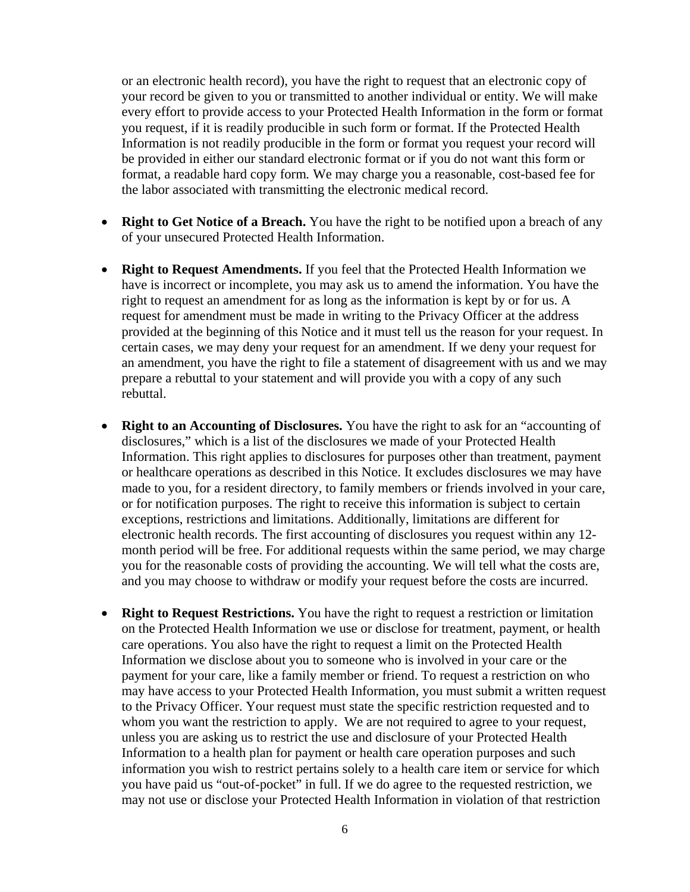or an electronic health record), you have the right to request that an electronic copy of your record be given to you or transmitted to another individual or entity. We will make every effort to provide access to your Protected Health Information in the form or format you request, if it is readily producible in such form or format. If the Protected Health Information is not readily producible in the form or format you request your record will be provided in either our standard electronic format or if you do not want this form or format, a readable hard copy form. We may charge you a reasonable, cost-based fee for the labor associated with transmitting the electronic medical record.

- **Right to Get Notice of a Breach.** You have the right to be notified upon a breach of any of your unsecured Protected Health Information.

- **Right to Request Amendments.** If you feel that the Protected Health Information we have is incorrect or incomplete, you may ask us to amend the information. You have the right to request an amendment for as long as the information is kept by or for us. A request for amendment must be made in writing to the Privacy Officer at the address provided at the beginning of this Notice and it must tell us the reason for your request. In certain cases, we may deny your request for an amendment. If we deny your request for an amendment, you have the right to file a statement of disagreement with us and we may prepare a rebuttal to your statement and will provide you with a copy of any such rebuttal.

- **Right to an Accounting of Disclosures.** You have the right to ask for an "accounting of disclosures," which is a list of the disclosures we made of your Protected Health Information. This right applies to disclosures for purposes other than treatment, payment or healthcare operations as described in this Notice. It excludes disclosures we may have made to you, for a resident directory, to family members or friends involved in your care, or for notification purposes. The right to receive this information is subject to certain exceptions, restrictions and limitations. Additionally, limitations are different for electronic health records. The first accounting of disclosures you request within any 12-month period will be free. For additional requests within the same period, we may charge you for the reasonable costs of providing the accounting. We will tell what the costs are, and you may choose to withdraw or modify your request before the costs are incurred.

- **Right to Request Restrictions.** You have the right to request a restriction or limitation on the Protected Health Information we use or disclose for treatment, payment, or health care operations. You also have the right to request a limit on the Protected Health Information we disclose about you to someone who is involved in your care or the payment for your care, like a family member or friend. To request a restriction on who may have access to your Protected Health Information, you must submit a written request to the Privacy Officer. Your request must state the specific restriction requested and to whom you want the restriction to apply. We are not required to agree to your request, unless you are asking us to restrict the use and disclosure of your Protected Health Information to a health plan for payment or health care operation purposes and such information you wish to restrict pertains solely to a health care item or service for which you have paid us "out-of-pocket" in full. If we do agree to the requested restriction, we may not use or disclose your Protected Health Information in violation of that restriction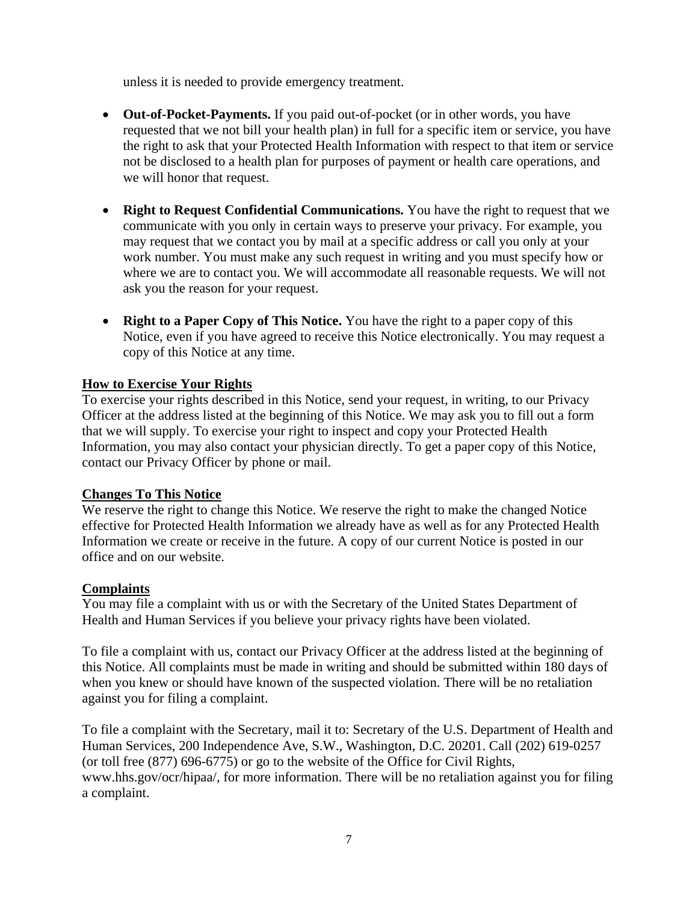unless it is needed to provide emergency treatment.

- **Out-of-Pocket-Payments.** If you paid out-of-pocket (or in other words, you have requested that we not bill your health plan) in full for a specific item or service, you have the right to ask that your Protected Health Information with respect to that item or service not be disclosed to a health plan for purposes of payment or health care operations, and we will honor that request.

- **Right to Request Confidential Communications.** You have the right to request that we communicate with you only in certain ways to preserve your privacy. For example, you may request that we contact you by mail at a specific address or call you only at your work number. You must make any such request in writing and you must specify how or where we are to contact you. We will accommodate all reasonable requests. We will not ask you the reason for your request.

- **Right to a Paper Copy of This Notice.** You have the right to a paper copy of this Notice, even if you have agreed to receive this Notice electronically. You may request a copy of this Notice at any time.

**<u>How to Exercise Your Rights</u>**

To exercise your rights described in this Notice, send your request, in writing, to our Privacy Officer at the address listed at the beginning of this Notice. We may ask you to fill out a form that we will supply. To exercise your right to inspect and copy your Protected Health Information, you may also contact your physician directly. To get a paper copy of this Notice, contact our Privacy Officer by phone or mail.

**<u>Changes To This Notice</u>**

We reserve the right to change this Notice. We reserve the right to make the changed Notice effective for Protected Health Information we already have as well as for any Protected Health Information we create or receive in the future. A copy of our current Notice is posted in our office and on our website.

**<u>Complaints</u>**

You may file a complaint with us or with the Secretary of the United States Department of Health and Human Services if you believe your privacy rights have been violated.

To file a complaint with us, contact our Privacy Officer at the address listed at the beginning of this Notice. All complaints must be made in writing and should be submitted within 180 days of when you knew or should have known of the suspected violation. There will be no retaliation against you for filing a complaint.

To file a complaint with the Secretary, mail it to: Secretary of the U.S. Department of Health and Human Services, 200 Independence Ave, S.W., Washington, D.C. 20201. Call (202) 619-0257 (or toll free (877) 696-6775) or go to the website of the Office for Civil Rights, www.hhs.gov/ocr/hipaa/, for more information. There will be no retaliation against you for filing a complaint.